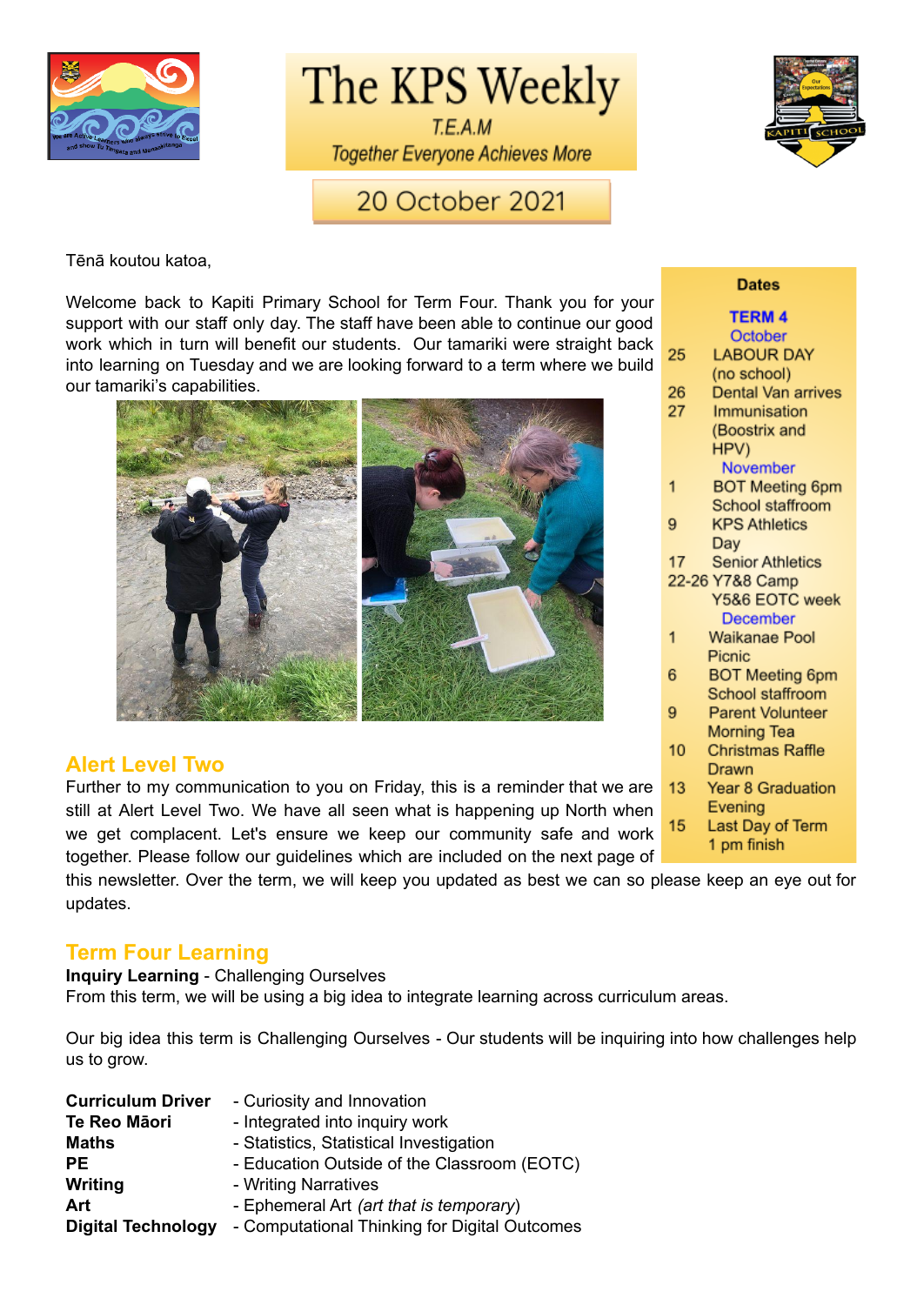# The KPS Weekly

T.E.A.M

*Together Everyone Achieves More*

## 20 October 2021

Tēnā koutou katoa,

Welcome back to Kapiti Primary School for Term Four. Thank you for your support with our staff only day. The staff have been able to continue our good work which in turn will benefit our students. Our tamariki were straight back into learning on Tuesday and we are looking forward to a term where we build our tamariki's capabilities.

## Alert Level Two

Further to my communication to you on Friday, this is a reminder that we are still at Alert Level Two. We have all seen what is happening up North when we get complacent. Let's ensure we keep our community safe and work together. Please follow our guidelines which are included on the next page of this newsletter. Over the term, we will keep you updated as best we can so please keep an eye out for updates.

## Term Four Learning

**Inquiry Learning** - Challenging Ourselves

From this term, we will be using a big idea to integrate learning across curriculum areas.

Our big idea this term is Challenging Ourselves - Our students will be inquiring into how challenges help us to grow.

| | |
|---|---|
| **Curriculum Driver** | - Curiosity and Innovation |
| **Te Reo Māori** | - Integrated into inquiry work |
| **Maths** | - Statistics, Statistical Investigation |
| **PE** | - Education Outside of the Classroom (EOTC) |
| **Writing** | - Writing Narratives |
| **Art** | - Ephemeral Art *(art that is temporary)* |
| **Digital Technology** | - Computational Thinking for Digital Outcomes |

### Dates

**TERM 4**

**October**

| | |
|---|---|
| 25 | LABOUR DAY (no school) |
| 26 | Dental Van arrives |
| 27 | Immunisation (Boostrix and HPV) |

**November**

| | |
|---|---|
| 1 | BOT Meeting 6pm School staffroom |
| 9 | KPS Athletics Day |
| 17 | Senior Athletics |
| 22-26 | Y7&8 Camp Y5&6 EOTC week |

**December**

| | |
|---|---|
| 1 | Waikanae Pool Picnic |
| 6 | BOT Meeting 6pm School staffroom |
| 9 | Parent Volunteer Morning Tea |
| 10 | Christmas Raffle Drawn |
| 13 | Year 8 Graduation Evening |
| 15 | Last Day of Term 1 pm finish |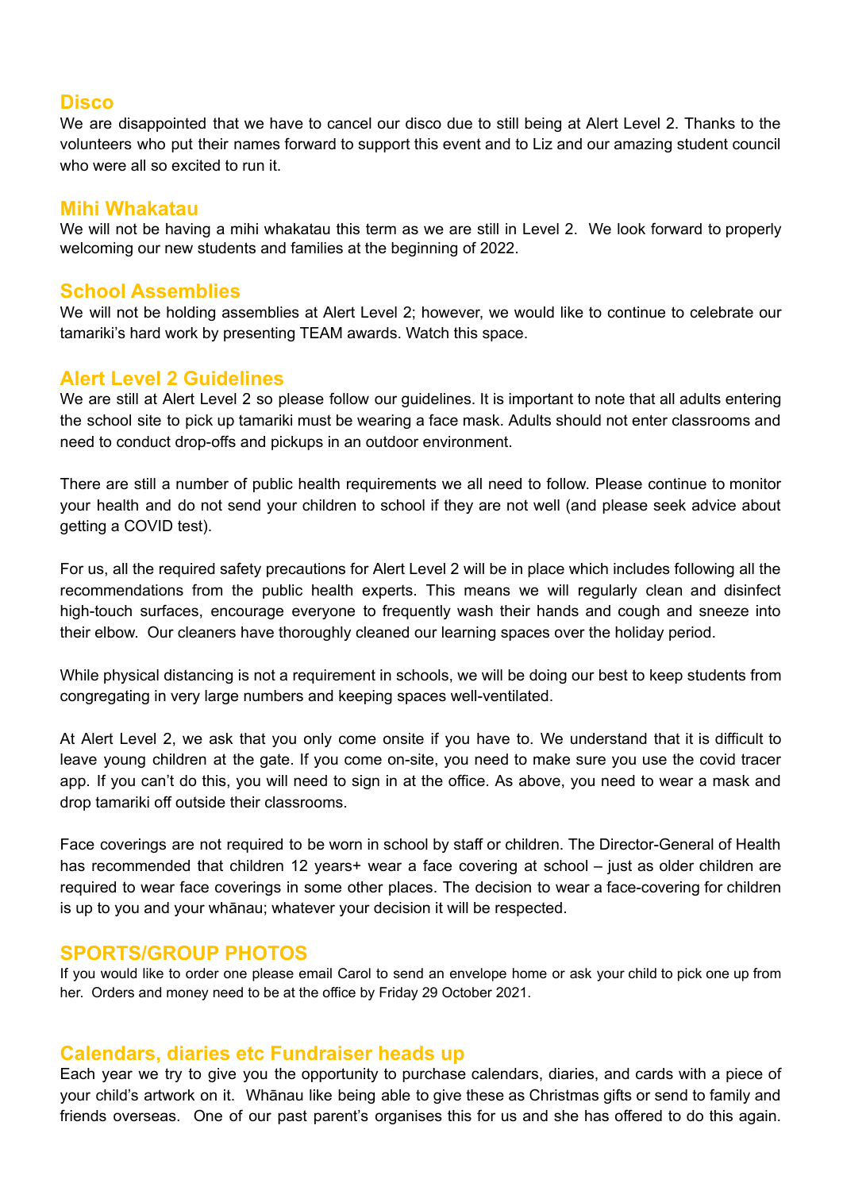## Disco

We are disappointed that we have to cancel our disco due to still being at Alert Level 2. Thanks to the volunteers who put their names forward to support this event and to Liz and our amazing student council who were all so excited to run it.

## Mihi Whakatau

We will not be having a mihi whakatau this term as we are still in Level 2. We look forward to properly welcoming our new students and families at the beginning of 2022.

## School Assemblies

We will not be holding assemblies at Alert Level 2; however, we would like to continue to celebrate our tamariki's hard work by presenting TEAM awards. Watch this space.

## Alert Level 2 Guidelines

We are still at Alert Level 2 so please follow our guidelines. It is important to note that all adults entering the school site to pick up tamariki must be wearing a face mask. Adults should not enter classrooms and need to conduct drop-offs and pickups in an outdoor environment.

There are still a number of public health requirements we all need to follow. Please continue to monitor your health and do not send your children to school if they are not well (and please seek advice about getting a COVID test).

For us, all the required safety precautions for Alert Level 2 will be in place which includes following all the recommendations from the public health experts. This means we will regularly clean and disinfect high-touch surfaces, encourage everyone to frequently wash their hands and cough and sneeze into their elbow. Our cleaners have thoroughly cleaned our learning spaces over the holiday period.

While physical distancing is not a requirement in schools, we will be doing our best to keep students from congregating in very large numbers and keeping spaces well-ventilated.

At Alert Level 2, we ask that you only come onsite if you have to. We understand that it is difficult to leave young children at the gate. If you come on-site, you need to make sure you use the covid tracer app. If you can't do this, you will need to sign in at the office. As above, you need to wear a mask and drop tamariki off outside their classrooms.

Face coverings are not required to be worn in school by staff or children. The Director-General of Health has recommended that children 12 years+ wear a face covering at school – just as older children are required to wear face coverings in some other places. The decision to wear a face-covering for children is up to you and your whānau; whatever your decision it will be respected.

## SPORTS/GROUP PHOTOS

If you would like to order one please email Carol to send an envelope home or ask your child to pick one up from her. Orders and money need to be at the office by Friday 29 October 2021.

## Calendars, diaries etc Fundraiser heads up

Each year we try to give you the opportunity to purchase calendars, diaries, and cards with a piece of your child's artwork on it. Whānau like being able to give these as Christmas gifts or send to family and friends overseas. One of our past parent's organises this for us and she has offered to do this again.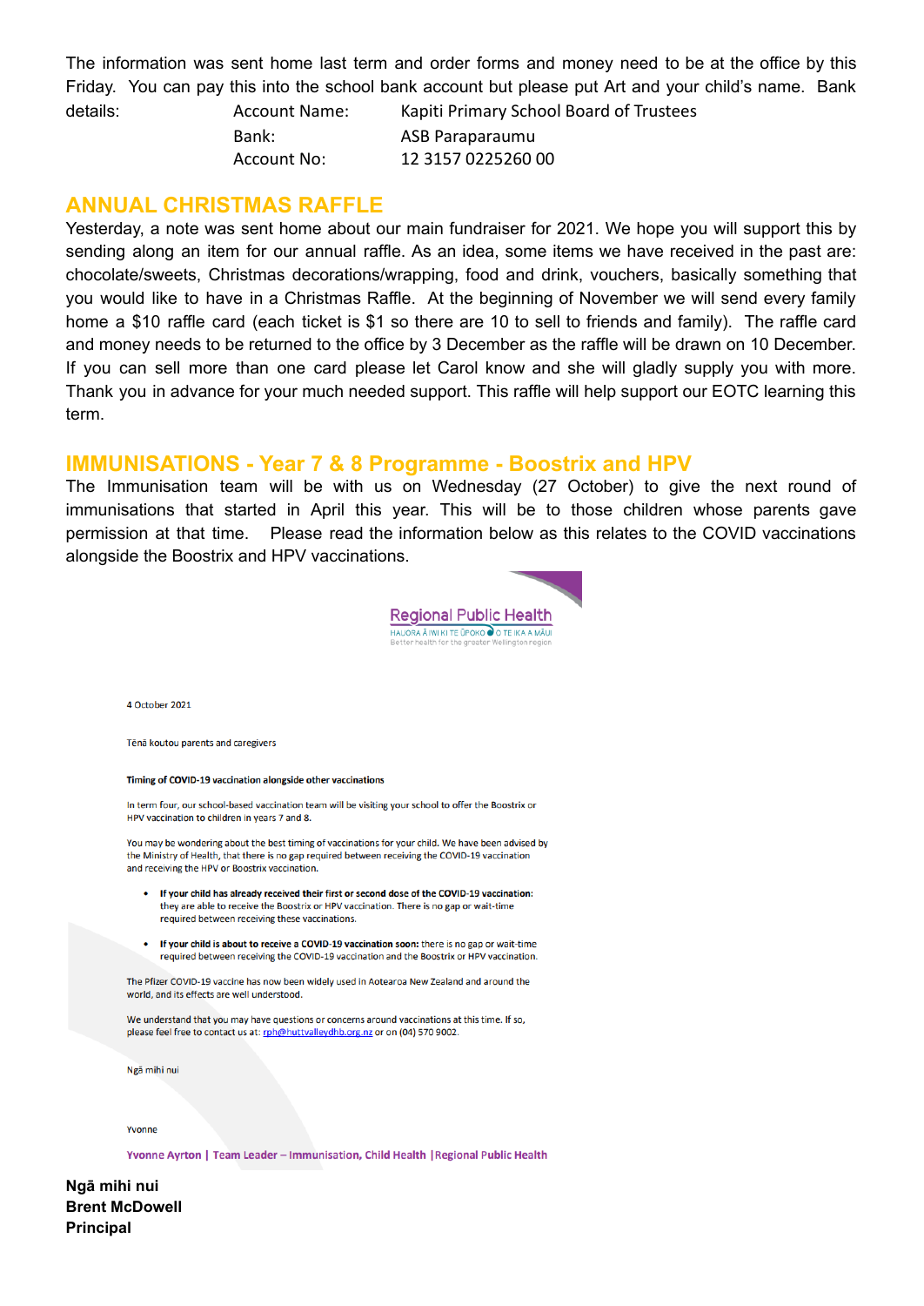The information was sent home last term and order forms and money need to be at the office by this Friday. You can pay this into the school bank account but please put Art and your child's name. Bank details:

| | |
|---|---|
| Account Name: | Kapiti Primary School Board of Trustees |
| Bank: | ASB Paraparaumu |
| Account No: | 12 3157 0225260 00 |

## ANNUAL CHRISTMAS RAFFLE

Yesterday, a note was sent home about our main fundraiser for 2021. We hope you will support this by sending along an item for our annual raffle. As an idea, some items we have received in the past are: chocolate/sweets, Christmas decorations/wrapping, food and drink, vouchers, basically something that you would like to have in a Christmas Raffle. At the beginning of November we will send every family home a $10 raffle card (each ticket is $1 so there are 10 to sell to friends and family). The raffle card and money needs to be returned to the office by 3 December as the raffle will be drawn on 10 December. If you can sell more than one card please let Carol know and she will gladly supply you with more. Thank you in advance for your much needed support. This raffle will help support our EOTC learning this term.

## IMMUNISATIONS - Year 7 & 8 Programme - Boostrix and HPV

The Immunisation team will be with us on Wednesday (27 October) to give the next round of immunisations that started in April this year. This will be to those children whose parents gave permission at that time. Please read the information below as this relates to the COVID vaccinations alongside the Boostrix and HPV vaccinations.

Regional Public Health
HAUORA Ā IWI KI TE ŪPOKO O TE IKA A MĀUI
Better health for the greater Wellington region

4 October 2021

Tēnā koutou parents and caregivers

**Timing of COVID-19 vaccination alongside other vaccinations**

In term four, our school-based vaccination team will be visiting your school to offer the Boostrix or HPV vaccination to children in years 7 and 8.

You may be wondering about the best timing of vaccinations for your child. We have been advised by the Ministry of Health, that there is no gap required between receiving the COVID-19 vaccination and receiving the HPV or Boostrix vaccination.

- **If your child has already received their first or second dose of the COVID-19 vaccination:** they are able to receive the Boostrix or HPV vaccination. There is no gap or wait-time required between receiving these vaccinations.
- **If your child is about to receive a COVID-19 vaccination soon:** there is no gap or wait-time required between receiving the COVID-19 vaccination and the Boostrix or HPV vaccination.

The Pfizer COVID-19 vaccine has now been widely used in Aotearoa New Zealand and around the world, and its effects are well understood.

We understand that you may have questions or concerns around vaccinations at this time. If so, please feel free to contact us at: rph@huttvalleydhb.org.nz or on (04) 570 9002.

Ngā mihi nui

Yvonne

Yvonne Ayrton | Team Leader – Immunisation, Child Health | Regional Public Health

**Ngā mihi nui**
**Brent McDowell**
**Principal**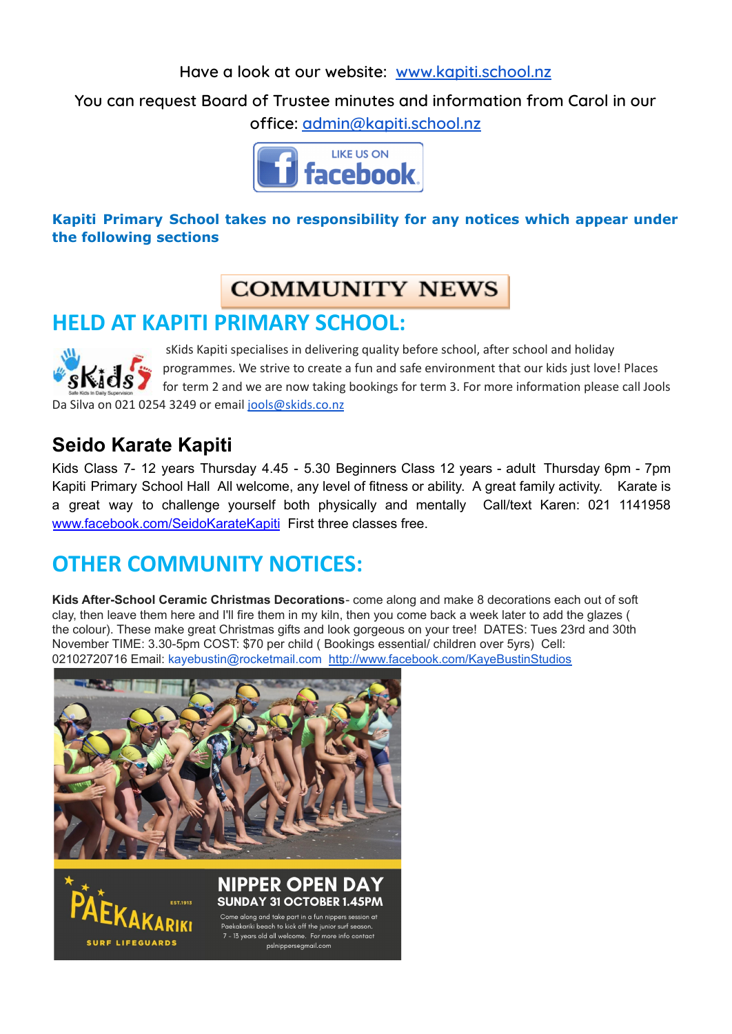Have a look at our website: [www.kapiti.school.nz](http://www.kapiti.school.nz)

You can request Board of Trustee minutes and information from Carol in our office: [admin@kapiti.school.nz](mailto:admin@kapiti.school.nz)

LIKE US ON facebook

**Kapiti Primary School takes no responsibility for any notices which appear under the following sections**

# COMMUNITY NEWS

## HELD AT KAPITI PRIMARY SCHOOL:

sKids Kapiti specialises in delivering quality before school, after school and holiday programmes. We strive to create a fun and safe environment that our kids just love! Places for term 2 and we are now taking bookings for term 3. For more information please call Jools Da Silva on 021 0254 3249 or email [jools@skids.co.nz](mailto:jools@skids.co.nz)

### Seido Karate Kapiti

Kids Class 7- 12 years Thursday 4.45 - 5.30 Beginners Class 12 years - adult Thursday 6pm - 7pm Kapiti Primary School Hall All welcome, any level of fitness or ability. A great family activity. Karate is a great way to challenge yourself both physically and mentally Call/text Karen: 021 1141958 [www.facebook.com/SeidoKarateKapiti](http://www.facebook.com/SeidoKarateKapiti) First three classes free.

## OTHER COMMUNITY NOTICES:

**Kids After-School Ceramic Christmas Decorations**- come along and make 8 decorations each out of soft clay, then leave them here and I'll fire them in my kiln, then you come back a week later to add the glazes ( the colour). These make great Christmas gifts and look gorgeous on your tree! DATES: Tues 23rd and 30th November TIME: 3.30-5pm COST: $70 per child ( Bookings essential/ children over 5yrs) Cell: 02102720716 Email: kayebustin@rocketmail.com [http://www.facebook.com/KayeBustinStudios](http://www.facebook.com/KayeBustinStudios)

PAEKAKARIKI SURF LIFEGUARDS EST.1913

**NIPPER OPEN DAY**
**SUNDAY 31 OCTOBER 1.45PM**

Come along and take part in a fun nippers session at Paekakariki beach to kick off the junior surf season. 7 - 13 years old all welcome. For more info contact pslnippersegmail.com